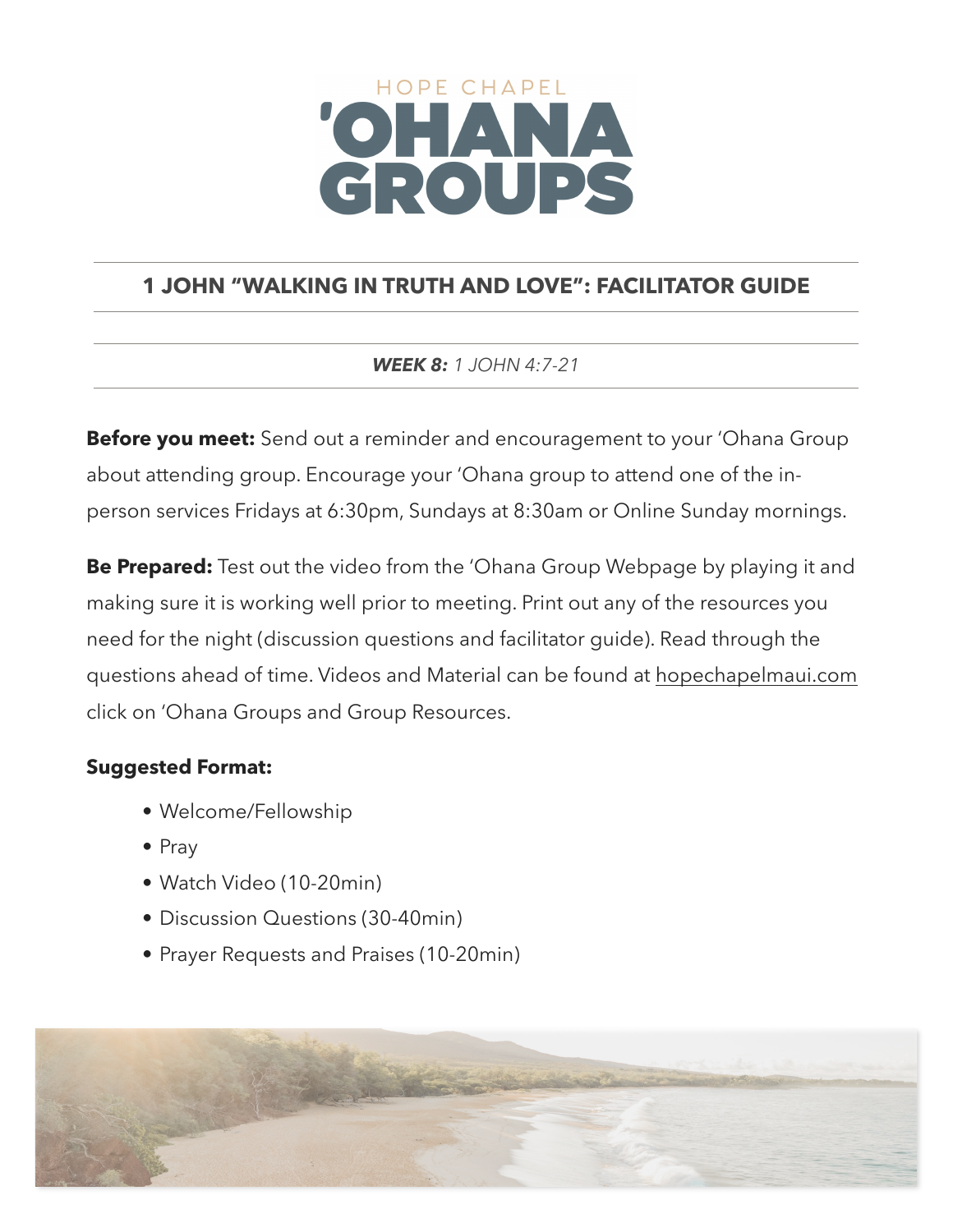HOPE CHAPEL

# 'OHANA GROUPS

## 1 JOHN "WALKING IN TRUTH AND LOVE": FACILITATOR GUIDE

***WEEK 8:*** *1 JOHN 4:7-21*

**Before you meet:** Send out a reminder and encouragement to your 'Ohana Group about attending group. Encourage your 'Ohana group to attend one of the in-person services Fridays at 6:30pm, Sundays at 8:30am or Online Sunday mornings.

**Be Prepared:** Test out the video from the 'Ohana Group Webpage by playing it and making sure it is working well prior to meeting. Print out any of the resources you need for the night (discussion questions and facilitator guide). Read through the questions ahead of time. Videos and Material can be found at hopechapelmaui.com click on 'Ohana Groups and Group Resources.

**Suggested Format:**

- Welcome/Fellowship
- Pray
- Watch Video (10-20min)
- Discussion Questions (30-40min)
- Prayer Requests and Praises (10-20min)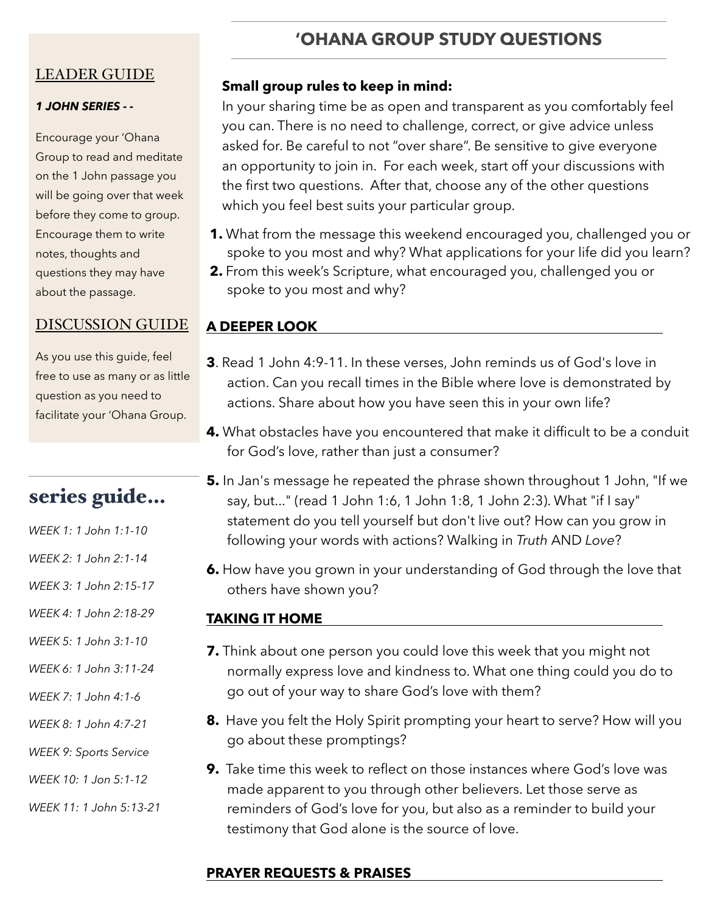# 'OHANA GROUP STUDY QUESTIONS

## LEADER GUIDE

***1 JOHN SERIES - -***

Encourage your 'Ohana Group to read and meditate on the 1 John passage you will be going over that week before they come to group. Encourage them to write notes, thoughts and questions they may have about the passage.

## DISCUSSION GUIDE

As you use this guide, feel free to use as many or as little question as you need to facilitate your 'Ohana Group.

## series guide...

*WEEK 1: 1 John 1:1-10*

*WEEK 2: 1 John 2:1-14*

*WEEK 3: 1 John 2:15-17*

*WEEK 4: 1 John 2:18-29*

*WEEK 5: 1 John 3:1-10*

*WEEK 6: 1 John 3:11-24*

*WEEK 7: 1 John 4:1-6*

*WEEK 8: 1 John 4:7-21*

*WEEK 9: Sports Service*

*WEEK 10: 1 Jon 5:1-12*

*WEEK 11: 1 John 5:13-21*

**Small group rules to keep in mind:**
In your sharing time be as open and transparent as you comfortably feel you can. There is no need to challenge, correct, or give advice unless asked for. Be careful to not "over share". Be sensitive to give everyone an opportunity to join in. For each week, start off your discussions with the first two questions. After that, choose any of the other questions which you feel best suits your particular group.

1. What from the message this weekend encouraged you, challenged you or spoke to you most and why? What applications for your life did you learn?
2. From this week's Scripture, what encouraged you, challenged you or spoke to you most and why?

### A DEEPER LOOK

3. Read 1 John 4:9-11. In these verses, John reminds us of God's love in action. Can you recall times in the Bible where love is demonstrated by actions. Share about how you have seen this in your own life?
4. What obstacles have you encountered that make it difficult to be a conduit for God's love, rather than just a consumer?
5. In Jan's message he repeated the phrase shown throughout 1 John, "If we say, but..." (read 1 John 1:6, 1 John 1:8, 1 John 2:3). What "if I say" statement do you tell yourself but don't live out? How can you grow in following your words with actions? Walking in *Truth* AND *Love*?
6. How have you grown in your understanding of God through the love that others have shown you?

### TAKING IT HOME

7. Think about one person you could love this week that you might not normally express love and kindness to. What one thing could you do to go out of your way to share God's love with them?
8. Have you felt the Holy Spirit prompting your heart to serve? How will you go about these promptings?
9. Take time this week to reflect on those instances where God's love was made apparent to you through other believers. Let those serve as reminders of God's love for you, but also as a reminder to build your testimony that God alone is the source of love.

### PRAYER REQUESTS & PRAISES